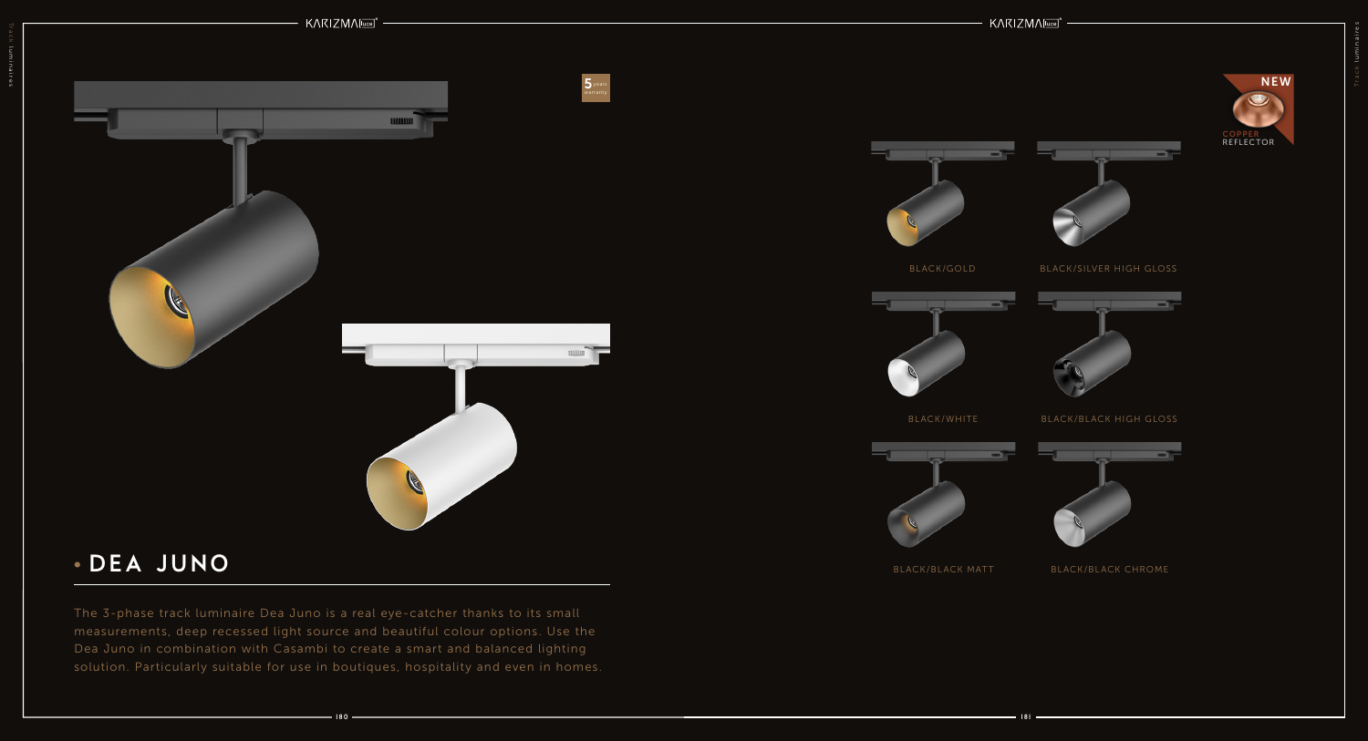5 years warranty

# • DEA JUNO

The 3-phase track luminaire Dea Juno is a real eye-catcher thanks to its small measurements, deep recessed light source and beautiful colour options. Use the Dea Juno in combination with Casambi to create a smart and balanced lighting solution. Particularly suitable for use in boutiques, hospitality and even in homes.

NEW

COPPER REFLECTOR

BLACK/GOLD

BLACK/SILVER HIGH GLOSS

BLACK/WHITE

BLACK/BLACK HIGH GLOSS

BLACK/BLACK MATT

BLACK/BLACK CHROME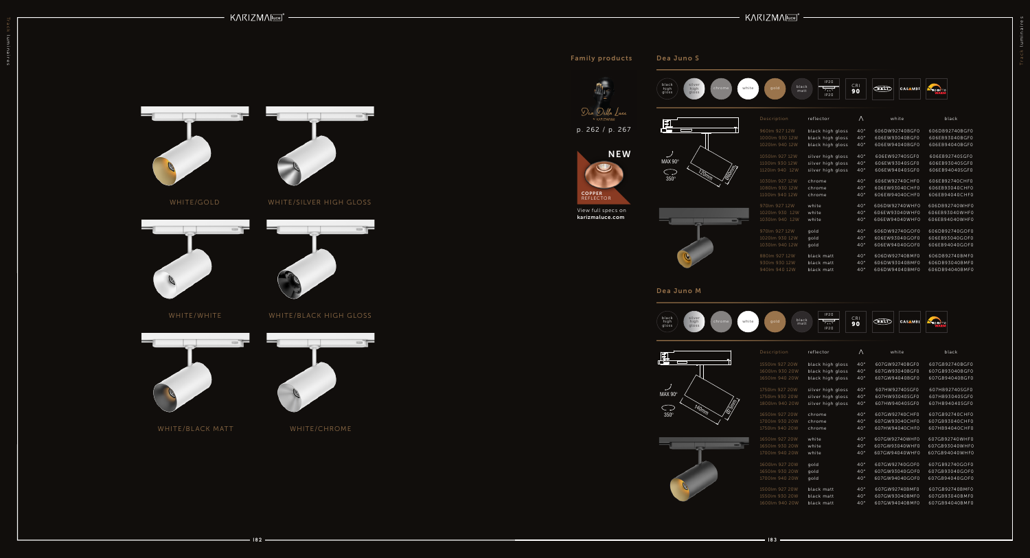WHITE/GOLD

WHITE/SILVER HIGH GLOSS

WHITE/WHITE

WHITE/BLACK HIGH GLOSS

WHITE/BLACK MATT

WHITE/CHROME

## Family products

Dea Della Luce

p. 262 / p. 267

NEW

COPPER REFLECTOR

View full specs on **karizmaluce.com**

## Dea Juno S

black high gloss · silver high gloss · chrome · white · gold · black matt · IP20 · CRI 90

MAX 90° · 350° · 130mm · 60mm

| Description | reflector | ∧ | white | black |
|---|---|---|---|---|
| 960lm 927 12W | black high gloss | 40° | 606DW92740BGF0 | 606DB92740BGF0 |
| 1000lm 930 12W | black high gloss | 40° | 606EW93040BGF0 | 606EB93040BGF0 |
| 1020lm 940 12W | black high gloss | 40° | 606EW94040BGF0 | 606EB94040BGF0 |
| 1050lm 927 12W | silver high gloss | 40° | 606EW92740SGF0 | 606EB92740SGF0 |
| 1100lm 930 12W | silver high gloss | 40° | 606EW93040SGF0 | 606EB93040SGF0 |
| 1120lm 940 12W | silver high gloss | 40° | 606EW94040SGF0 | 606EB94040SGF0 |
| 1030lm 927 12W | chrome | 40° | 606EW92740CHF0 | 606EB92740CHF0 |
| 1080lm 930 12W | chrome | 40° | 606EW93040CHF0 | 606EB93040CHF0 |
| 1100lm 940 12W | chrome | 40° | 606EW94040CHF0 | 606EB94040CHF0 |
| 970lm 927 12W | white | 40° | 606DW92740WHF0 | 606DB92740WHF0 |
| 1020lm 930 12W | white | 40° | 606EW93040WHF0 | 606EB93040WHF0 |
| 1030lm 940 12W | white | 40° | 606EW94040WHF0 | 606EB94040WHF0 |
| 970lm 927 12W | gold | 40° | 606DW92740GOF0 | 606DB92740GOF0 |
| 1020lm 930 12W | gold | 40° | 606EW93040GOF0 | 606EB93040GOF0 |
| 1030lm 940 12W | gold | 40° | 606EW94040GOF0 | 606EB94040GOF0 |
| 880lm 927 12W | black matt | 40° | 606DW92740BMF0 | 606DB92740BMF0 |
| 930lm 930 12W | black matt | 40° | 606DW93040BMF0 | 606DB93040BMF0 |
| 940lm 940 12W | black matt | 40° | 606DW94040BMF0 | 606DB94040BMF0 |

## Dea Juno M

black high gloss · silver high gloss · chrome · white · gold · black matt · IP20 · CRI 90

MAX 90° · 350° · 140mm · 85mm

| Description | reflector | ∧ | white | black |
|---|---|---|---|---|
| 1550lm 927 20W | black high gloss | 40° | 607GW92740BGF0 | 607GB92740BGF0 |
| 1600lm 930 20W | black high gloss | 40° | 607GW93040BGF0 | 607GB93040BGF0 |
| 1650lm 940 20W | black high gloss | 40° | 607GW94040BGF0 | 607GB94040BGF0 |
| 1750lm 927 20W | silver high gloss | 40° | 607HW92740SGF0 | 607HB92740SGF0 |
| 1750lm 930 20W | silver high gloss | 40° | 607HW93040SGF0 | 607HB93040SGF0 |
| 1800lm 940 20W | silver high gloss | 40° | 607HW94040SGF0 | 607HB94040SGF0 |
| 1650lm 927 20W | chrome | 40° | 607GW92740CHF0 | 607GB92740CHF0 |
| 1700lm 930 20W | chrome | 40° | 607GW93040CHF0 | 607GB93040CHF0 |
| 1750lm 940 20W | chrome | 40° | 607GW94040CHF0 | 607GB94040CHF0 |
| 1650lm 927 20W | white | 40° | 607GW92740WHF0 | 607GB92740WHF0 |
| 1650lm 930 20W | white | 40° | 607GW93040WHF0 | 607GB93040WHF0 |
| 1700lm 940 20W | white | 40° | 607GW94040WHF0 | 607GB94040WHF0 |
| 1600lm 927 20W | gold | 40° | 607GW92740GOF0 | 607GB92740GOF0 |
| 1650lm 930 20W | gold | 40° | 607GW93040GOF0 | 607GB93040GOF0 |
| 1700lm 940 20W | gold | 40° | 607GW94040GOF0 | 607GB94040GOF0 |
| 1500lm 927 20W | black matt | 40° | 607GW92740BMF0 | 607GB92740BMF0 |
| 1550lm 930 20W | black matt | 40° | 607GW93040BMF0 | 607GB93040BMF0 |
| 1600lm 940 20W | black matt | 40° | 607GW94040BMF0 | 607GB94040BMF0 |